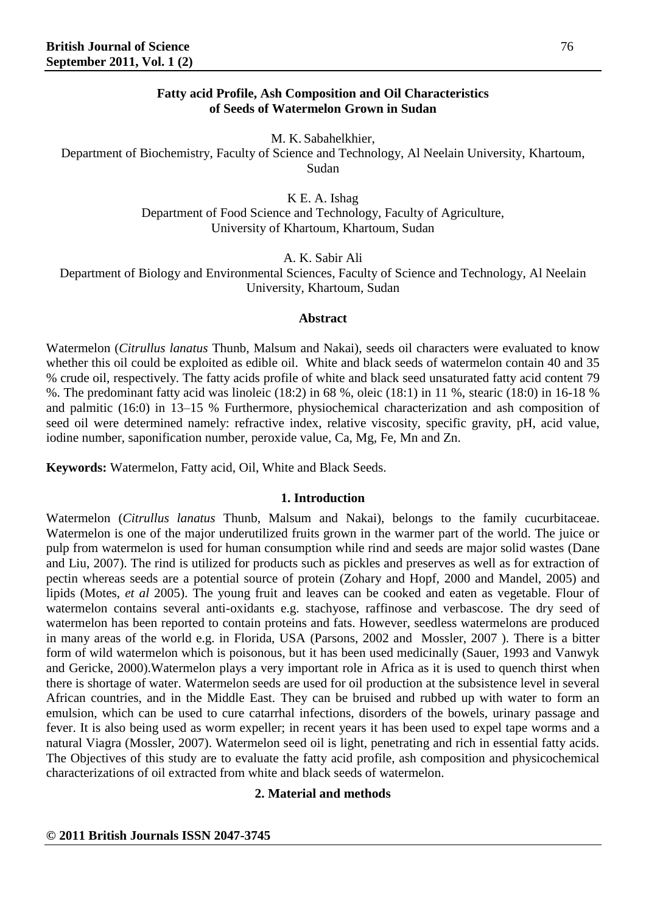# Fatty acid Profile, Ash Composition and Oil Characteristics of Seeds of Watermelon Grown in Sudan

M. K. Sabahelkhier,
Department of Biochemistry, Faculty of Science and Technology, Al Neelain University, Khartoum, Sudan

K E. A. Ishag
Department of Food Science and Technology, Faculty of Agriculture, University of Khartoum, Khartoum, Sudan

A. K. Sabir Ali
Department of Biology and Environmental Sciences, Faculty of Science and Technology, Al Neelain University, Khartoum, Sudan

## Abstract

Watermelon (*Citrullus lanatus* Thunb, Malsum and Nakai), seeds oil characters were evaluated to know whether this oil could be exploited as edible oil. White and black seeds of watermelon contain 40 and 35 % crude oil, respectively. The fatty acids profile of white and black seed unsaturated fatty acid content 79 %. The predominant fatty acid was linoleic (18:2) in 68 %, oleic (18:1) in 11 %, stearic (18:0) in 16-18 % and palmitic (16:0) in 13–15 % Furthermore, physiochemical characterization and ash composition of seed oil were determined namely: refractive index, relative viscosity, specific gravity, pH, acid value, iodine number, saponification number, peroxide value, Ca, Mg, Fe, Mn and Zn.

**Keywords:** Watermelon, Fatty acid, Oil, White and Black Seeds.

## 1. Introduction

Watermelon (*Citrullus lanatus* Thunb, Malsum and Nakai), belongs to the family cucurbitaceae. Watermelon is one of the major underutilized fruits grown in the warmer part of the world. The juice or pulp from watermelon is used for human consumption while rind and seeds are major solid wastes (Dane and Liu, 2007). The rind is utilized for products such as pickles and preserves as well as for extraction of pectin whereas seeds are a potential source of protein (Zohary and Hopf, 2000 and Mandel, 2005) and lipids (Motes, *et al* 2005). The young fruit and leaves can be cooked and eaten as vegetable. Flour of watermelon contains several anti-oxidants e.g. stachyose, raffinose and verbascose. The dry seed of watermelon has been reported to contain proteins and fats. However, seedless watermelons are produced in many areas of the world e.g. in Florida, USA (Parsons, 2002 and Mossler, 2007 ). There is a bitter form of wild watermelon which is poisonous, but it has been used medicinally (Sauer, 1993 and Vanwyk and Gericke, 2000).Watermelon plays a very important role in Africa as it is used to quench thirst when there is shortage of water. Watermelon seeds are used for oil production at the subsistence level in several African countries, and in the Middle East. They can be bruised and rubbed up with water to form an emulsion, which can be used to cure catarrhal infections, disorders of the bowels, urinary passage and fever. It is also being used as worm expeller; in recent years it has been used to expel tape worms and a natural Viagra (Mossler, 2007). Watermelon seed oil is light, penetrating and rich in essential fatty acids. The Objectives of this study are to evaluate the fatty acid profile, ash composition and physicochemical characterizations of oil extracted from white and black seeds of watermelon.

## 2. Material and methods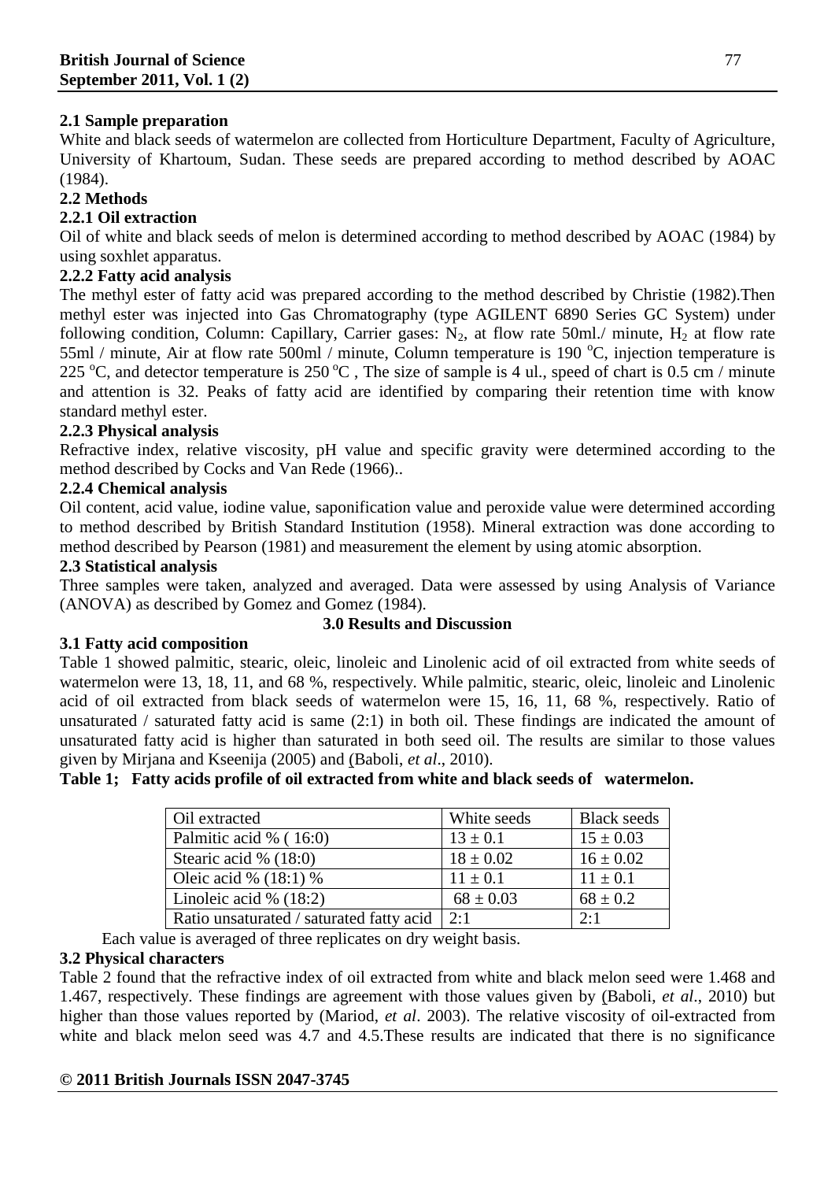**2.1 Sample preparation**

White and black seeds of watermelon are collected from Horticulture Department, Faculty of Agriculture, University of Khartoum, Sudan. These seeds are prepared according to method described by AOAC (1984).

**2.2 Methods**

**2.2.1 Oil extraction**

Oil of white and black seeds of melon is determined according to method described by AOAC (1984) by using soxhlet apparatus.

**2.2.2 Fatty acid analysis**

The methyl ester of fatty acid was prepared according to the method described by Christie (1982).Then methyl ester was injected into Gas Chromatography (type AGILENT 6890 Series GC System) under following condition, Column: Capillary, Carrier gases: $N_2$, at flow rate 50ml./ minute, $H_2$ at flow rate 55ml / minute, Air at flow rate 500ml / minute, Column temperature is 190 $^oC$, injection temperature is 225 $^oC$, and detector temperature is 250 $^oC$ , The size of sample is 4 ul., speed of chart is 0.5 cm / minute and attention is 32. Peaks of fatty acid are identified by comparing their retention time with know standard methyl ester.

**2.2.3 Physical analysis**

Refractive index, relative viscosity, pH value and specific gravity were determined according to the method described by Cocks and Van Rede (1966)..

**2.2.4 Chemical analysis**

Oil content, acid value, iodine value, saponification value and peroxide value were determined according to method described by British Standard Institution (1958). Mineral extraction was done according to method described by Pearson (1981) and measurement the element by using atomic absorption.

**2.3 Statistical analysis**

Three samples were taken, analyzed and averaged. Data were assessed by using Analysis of Variance (ANOVA) as described by Gomez and Gomez (1984).

**3.0 Results and Discussion**

**3.1 Fatty acid composition**

Table 1 showed palmitic, stearic, oleic, linoleic and Linolenic acid of oil extracted from white seeds of watermelon were 13, 18, 11, and 68 %, respectively. While palmitic, stearic, oleic, linoleic and Linolenic acid of oil extracted from black seeds of watermelon were 15, 16, 11, 68 %, respectively. Ratio of unsaturated / saturated fatty acid is same (2:1) in both oil. These findings are indicated the amount of unsaturated fatty acid is higher than saturated in both seed oil. The results are similar to those values given by Mirjana and Kseenija (2005) and (Baboli, *et al*., 2010).

**Table 1; Fatty acids profile of oil extracted from white and black seeds of watermelon.**

| Oil extracted | White seeds | Black seeds |
|---|---|---|
| Palmitic acid % ( 16:0) | 13 ± 0.1 | 15 ± 0.03 |
| Stearic acid % (18:0) | 18 ± 0.02 | 16 ± 0.02 |
| Oleic acid % (18:1) % | 11 ± 0.1 | 11 ± 0.1 |
| Linoleic acid % (18:2) | 68 ± 0.03 | 68 ± 0.2 |
| Ratio unsaturated / saturated fatty acid | 2:1 | 2:1 |

Each value is averaged of three replicates on dry weight basis.

**3.2 Physical characters**

Table 2 found that the refractive index of oil extracted from white and black melon seed were 1.468 and 1.467, respectively. These findings are agreement with those values given by (Baboli, *et al*., 2010) but higher than those values reported by (Mariod, *et al*. 2003). The relative viscosity of oil-extracted from white and black melon seed was 4.7 and 4.5.These results are indicated that there is no significance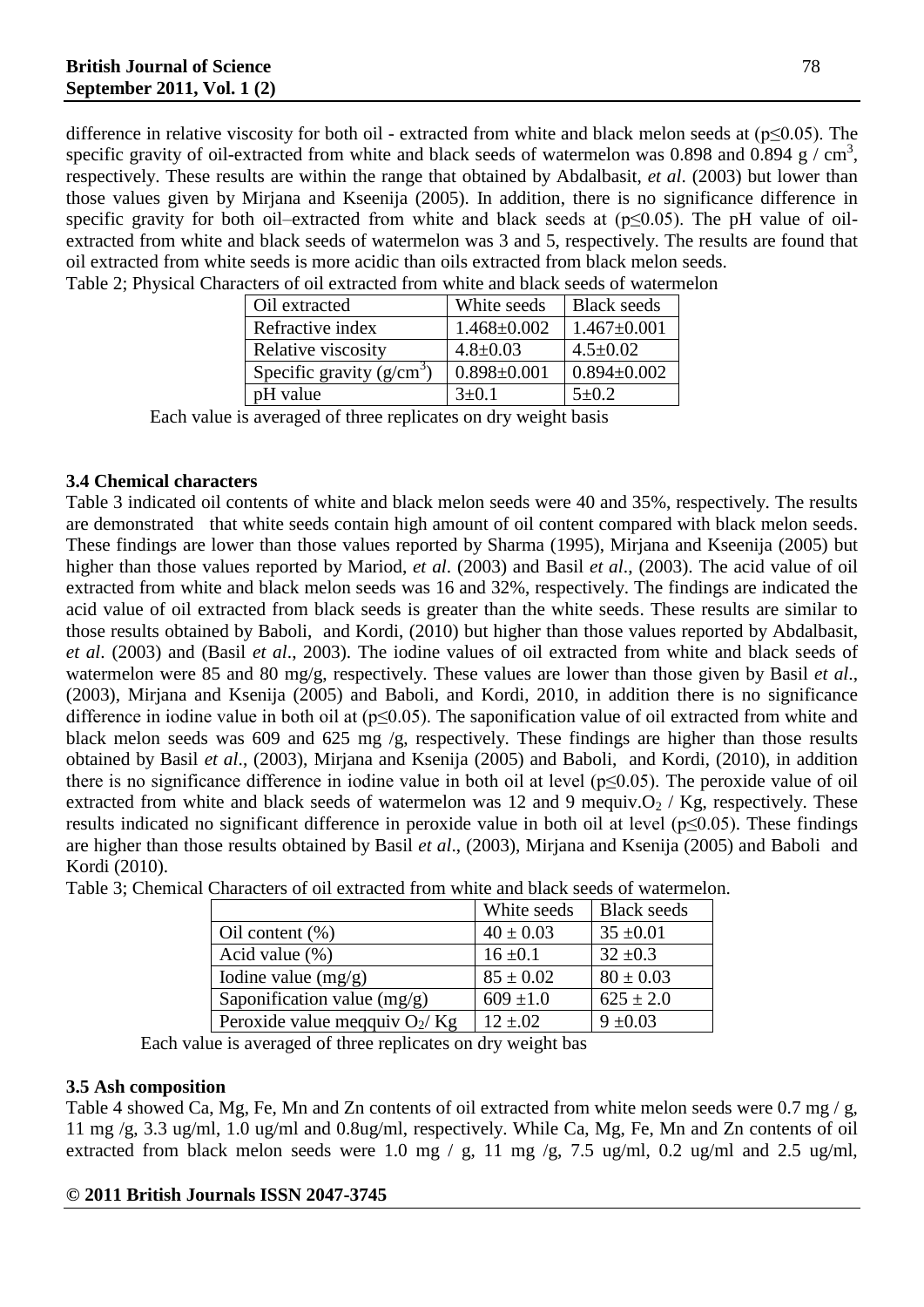difference in relative viscosity for both oil - extracted from white and black melon seeds at ($p \leq 0.05$). The specific gravity of oil-extracted from white and black seeds of watermelon was 0.898 and 0.894 g / $cm^3$, respectively. These results are within the range that obtained by Abdalbasit, *et al*. (2003) but lower than those values given by Mirjana and Kseenija (2005). In addition, there is no significance difference in specific gravity for both oil–extracted from white and black seeds at ($p \leq 0.05$). The pH value of oil-extracted from white and black seeds of watermelon was 3 and 5, respectively. The results are found that oil extracted from white seeds is more acidic than oils extracted from black melon seeds.

Table 2; Physical Characters of oil extracted from white and black seeds of watermelon

| Oil extracted | White seeds | Black seeds |
|---|---|---|
| Refractive index | 1.468±0.002 | 1.467±0.001 |
| Relative viscosity | 4.8±0.03 | 4.5±0.02 |
| Specific gravity ($g/cm^3$) | 0.898±0.001 | 0.894±0.002 |
| pH value | 3±0.1 | 5±0.2 |

Each value is averaged of three replicates on dry weight basis

### 3.4 Chemical characters

Table 3 indicated oil contents of white and black melon seeds were 40 and 35%, respectively. The results are demonstrated that white seeds contain high amount of oil content compared with black melon seeds. These findings are lower than those values reported by Sharma (1995), Mirjana and Kseenija (2005) but higher than those values reported by Mariod, *et al*. (2003) and Basil *et al*., (2003). The acid value of oil extracted from white and black melon seeds was 16 and 32%, respectively. The findings are indicated the acid value of oil extracted from black seeds is greater than the white seeds. These results are similar to those results obtained by Baboli, and Kordi, (2010) but higher than those values reported by Abdalbasit, *et al*. (2003) and (Basil *et al*., 2003). The iodine values of oil extracted from white and black seeds of watermelon were 85 and 80 mg/g, respectively. These values are lower than those given by Basil *et al*., (2003), Mirjana and Ksenija (2005) and Baboli, and Kordi, 2010, in addition there is no significance difference in iodine value in both oil at ($p \leq 0.05$). The saponification value of oil extracted from white and black melon seeds was 609 and 625 mg /g, respectively. These findings are higher than those results obtained by Basil *et al*., (2003), Mirjana and Ksenija (2005) and Baboli, and Kordi, (2010), in addition there is no significance difference in iodine value in both oil at level ($p \leq 0.05$). The peroxide value of oil extracted from white and black seeds of watermelon was 12 and 9 mequiv.$O_2$ / Kg, respectively. These results indicated no significant difference in peroxide value in both oil at level ($p \leq 0.05$). These findings are higher than those results obtained by Basil *et al*., (2003), Mirjana and Ksenija (2005) and Baboli and Kordi (2010).

Table 3; Chemical Characters of oil extracted from white and black seeds of watermelon.

| | White seeds | Black seeds |
|---|---|---|
| Oil content (%) | 40 ± 0.03 | 35 ±0.01 |
| Acid value (%) | 16 ±0.1 | 32 ±0.3 |
| Iodine value (mg/g) | 85 ± 0.02 | 80 ± 0.03 |
| Saponification value (mg/g) | 609 ±1.0 | 625 ± 2.0 |
| Peroxide value meqquiv $O_2$/ Kg | 12 ±.02 | 9 ±0.03 |

Each value is averaged of three replicates on dry weight bas

### 3.5 Ash composition

Table 4 showed Ca, Mg, Fe, Mn and Zn contents of oil extracted from white melon seeds were 0.7 mg / g, 11 mg /g, 3.3 ug/ml, 1.0 ug/ml and 0.8ug/ml, respectively. While Ca, Mg, Fe, Mn and Zn contents of oil extracted from black melon seeds were 1.0 mg / g, 11 mg /g, 7.5 ug/ml, 0.2 ug/ml and 2.5 ug/ml,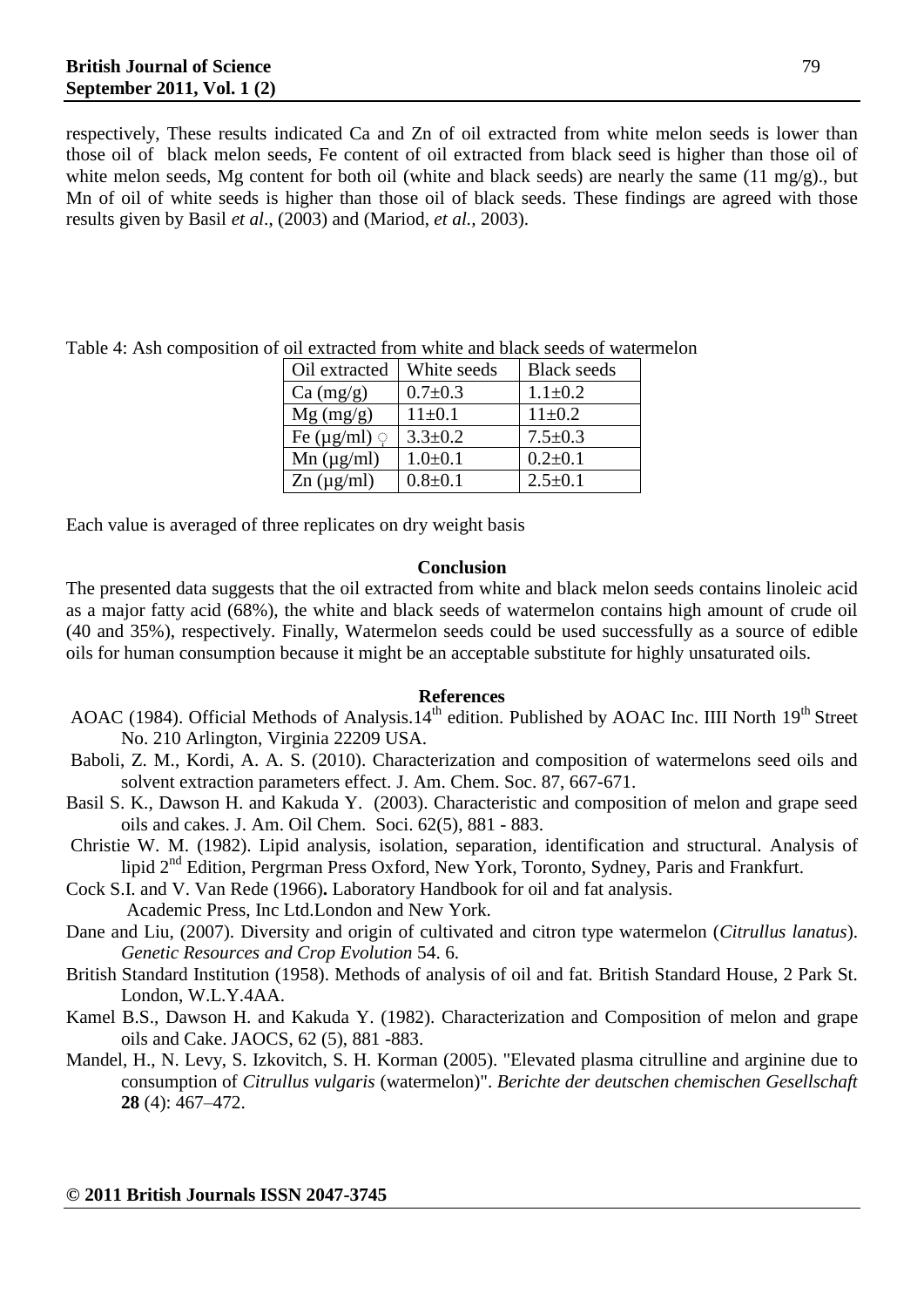respectively, These results indicated Ca and Zn of oil extracted from white melon seeds is lower than those oil of black melon seeds, Fe content of oil extracted from black seed is higher than those oil of white melon seeds, Mg content for both oil (white and black seeds) are nearly the same (11 mg/g)., but Mn of oil of white seeds is higher than those oil of black seeds. These findings are agreed with those results given by Basil *et al*., (2003) and (Mariod, *et al.,* 2003).

Table 4: Ash composition of oil extracted from white and black seeds of watermelon

| Oil extracted | White seeds | Black seeds |
|---|---|---|
| Ca (mg/g) | 0.7±0.3 | 1.1±0.2 |
| Mg (mg/g) | 11±0.1 | 11±0.2 |
| Fe (µg/ml) | 3.3±0.2 | 7.5±0.3 |
| Mn (µg/ml) | 1.0±0.1 | 0.2±0.1 |
| Zn (µg/ml) | 0.8±0.1 | 2.5±0.1 |

Each value is averaged of three replicates on dry weight basis

## Conclusion

The presented data suggests that the oil extracted from white and black melon seeds contains linoleic acid as a major fatty acid (68%), the white and black seeds of watermelon contains high amount of crude oil (40 and 35%), respectively. Finally, Watermelon seeds could be used successfully as a source of edible oils for human consumption because it might be an acceptable substitute for highly unsaturated oils.

## References

AOAC (1984). Official Methods of Analysis.14th edition. Published by AOAC Inc. IIII North 19th Street No. 210 Arlington, Virginia 22209 USA.

Baboli, Z. M., Kordi, A. A. S. (2010). Characterization and composition of watermelons seed oils and solvent extraction parameters effect. J. Am. Chem. Soc. 87, 667-671.

Basil S. K., Dawson H. and Kakuda Y. (2003). Characteristic and composition of melon and grape seed oils and cakes. J. Am. Oil Chem. Soci. 62(5), 881 - 883.

Christie W. M. (1982). Lipid analysis, isolation, separation, identification and structural. Analysis of lipid 2nd Edition, Pergrman Press Oxford, New York, Toronto, Sydney, Paris and Frankfurt.

Cock S.I. and V. Van Rede (1966)**.** Laboratory Handbook for oil and fat analysis. Academic Press, Inc Ltd.London and New York.

Dane and Liu, (2007). Diversity and origin of cultivated and citron type watermelon (*Citrullus lanatus*). *Genetic Resources and Crop Evolution* 54. 6.

British Standard Institution (1958). Methods of analysis of oil and fat. British Standard House, 2 Park St. London, W.L.Y.4AA.

Kamel B.S., Dawson H. and Kakuda Y. (1982). Characterization and Composition of melon and grape oils and Cake. JAOCS, 62 (5), 881 -883.

Mandel, H., N. Levy, S. Izkovitch, S. H. Korman (2005). "Elevated plasma citrulline and arginine due to consumption of *Citrullus vulgaris* (watermelon)". *Berichte der deutschen chemischen Gesellschaft* **28** (4): 467–472.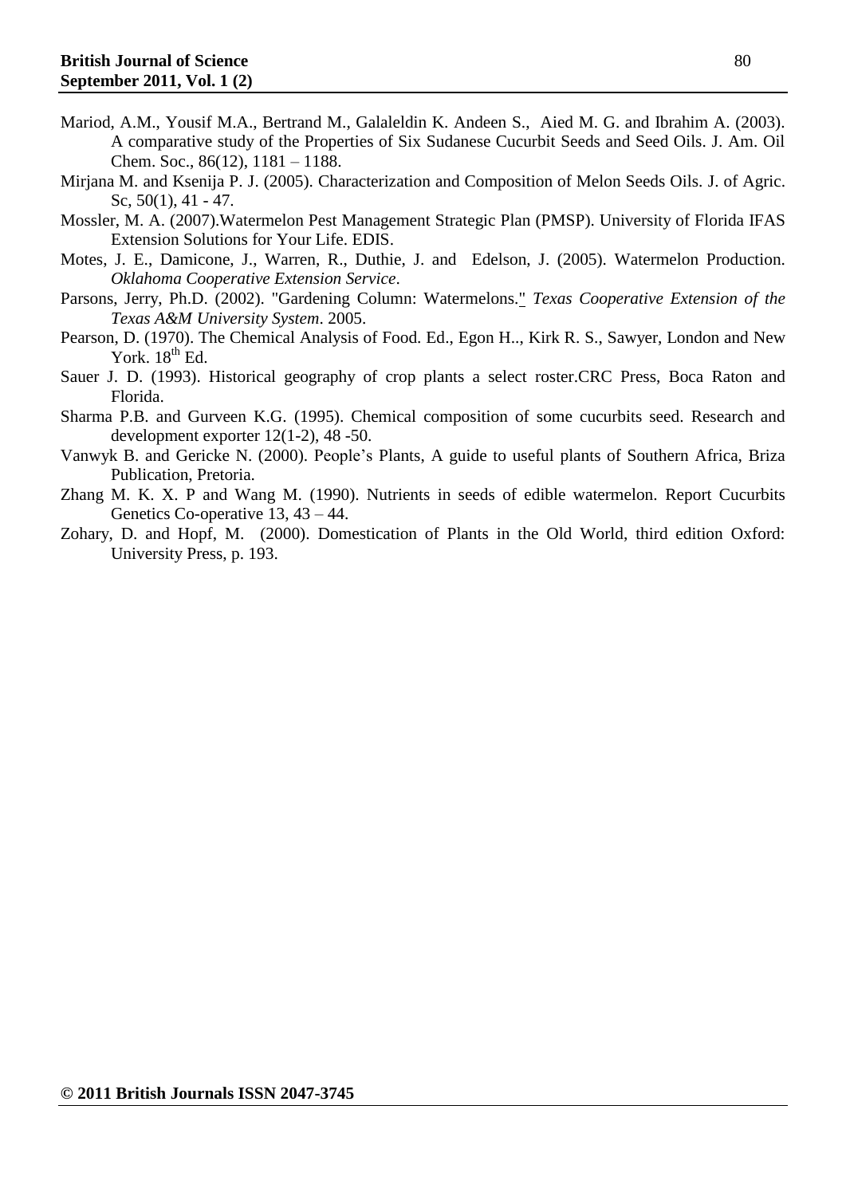Mariod, A.M., Yousif M.A., Bertrand M., Galaleldin K. Andeen S., Aied M. G. and Ibrahim A. (2003). A comparative study of the Properties of Six Sudanese Cucurbit Seeds and Seed Oils. J. Am. Oil Chem. Soc., 86(12), 1181 – 1188.

Mirjana M. and Ksenija P. J. (2005). Characterization and Composition of Melon Seeds Oils. J. of Agric. Sc, 50(1), 41 - 47.

Mossler, M. A. (2007).Watermelon Pest Management Strategic Plan (PMSP). University of Florida IFAS Extension Solutions for Your Life. EDIS.

Motes, J. E., Damicone, J., Warren, R., Duthie, J. and Edelson, J. (2005). Watermelon Production. *Oklahoma Cooperative Extension Service*.

Parsons, Jerry, Ph.D. (2002). "Gardening Column: Watermelons." *Texas Cooperative Extension of the Texas A&M University System*. 2005.

Pearson, D. (1970). The Chemical Analysis of Food. Ed., Egon H.., Kirk R. S., Sawyer, London and New York. 18th Ed.

Sauer J. D. (1993). Historical geography of crop plants a select roster.CRC Press, Boca Raton and Florida.

Sharma P.B. and Gurveen K.G. (1995). Chemical composition of some cucurbits seed. Research and development exporter 12(1-2), 48 -50.

Vanwyk B. and Gericke N. (2000). People's Plants, A guide to useful plants of Southern Africa, Briza Publication, Pretoria.

Zhang M. K. X. P and Wang M. (1990). Nutrients in seeds of edible watermelon. Report Cucurbits Genetics Co-operative 13, 43 – 44.

Zohary, D. and Hopf, M. (2000). Domestication of Plants in the Old World, third edition Oxford: University Press, p. 193.